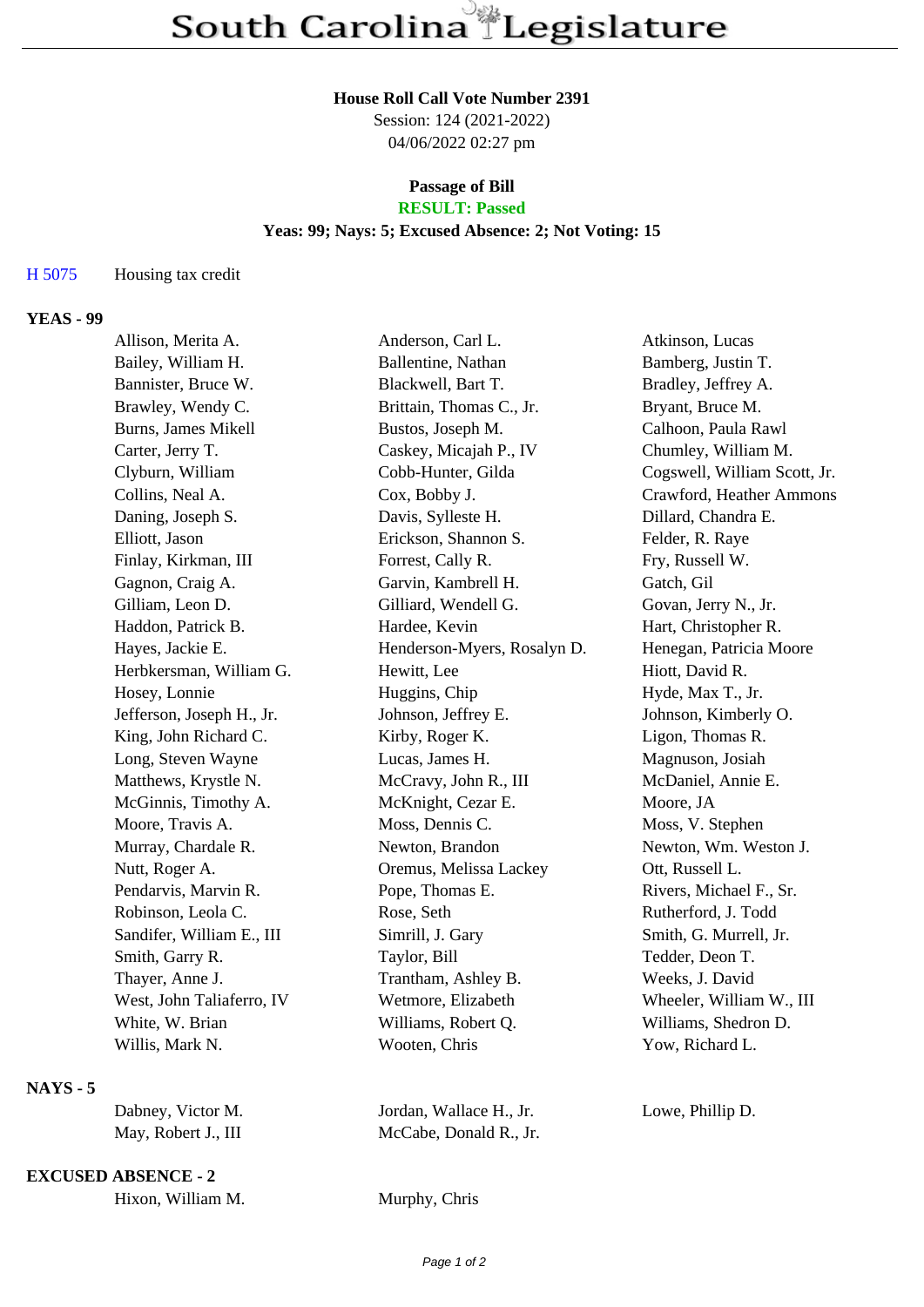# South Carolina Legislature

**House Roll Call Vote Number 2391**
Session: 124 (2021-2022)
04/06/2022 02:27 pm

**Passage of Bill**
**RESULT: Passed**
**Yeas: 99; Nays: 5; Excused Absence: 2; Not Voting: 15**

H 5075 Housing tax credit

**YEAS - 99**

| | | |
|---|---|---|
| Allison, Merita A. | Anderson, Carl L. | Atkinson, Lucas |
| Bailey, William H. | Ballentine, Nathan | Bamberg, Justin T. |
| Bannister, Bruce W. | Blackwell, Bart T. | Bradley, Jeffrey A. |
| Brawley, Wendy C. | Brittain, Thomas C., Jr. | Bryant, Bruce M. |
| Burns, James Mikell | Bustos, Joseph M. | Calhoon, Paula Rawl |
| Carter, Jerry T. | Caskey, Micajah P., IV | Chumley, William M. |
| Clyburn, William | Cobb-Hunter, Gilda | Cogswell, William Scott, Jr. |
| Collins, Neal A. | Cox, Bobby J. | Crawford, Heather Ammons |
| Daning, Joseph S. | Davis, Sylleste H. | Dillard, Chandra E. |
| Elliott, Jason | Erickson, Shannon S. | Felder, R. Raye |
| Finlay, Kirkman, III | Forrest, Cally R. | Fry, Russell W. |
| Gagnon, Craig A. | Garvin, Kambrell H. | Gatch, Gil |
| Gilliam, Leon D. | Gilliard, Wendell G. | Govan, Jerry N., Jr. |
| Haddon, Patrick B. | Hardee, Kevin | Hart, Christopher R. |
| Hayes, Jackie E. | Henderson-Myers, Rosalyn D. | Henegan, Patricia Moore |
| Herbkersman, William G. | Hewitt, Lee | Hiott, David R. |
| Hosey, Lonnie | Huggins, Chip | Hyde, Max T., Jr. |
| Jefferson, Joseph H., Jr. | Johnson, Jeffrey E. | Johnson, Kimberly O. |
| King, John Richard C. | Kirby, Roger K. | Ligon, Thomas R. |
| Long, Steven Wayne | Lucas, James H. | Magnuson, Josiah |
| Matthews, Krystle N. | McCravy, John R., III | McDaniel, Annie E. |
| McGinnis, Timothy A. | McKnight, Cezar E. | Moore, JA |
| Moore, Travis A. | Moss, Dennis C. | Moss, V. Stephen |
| Murray, Chardale R. | Newton, Brandon | Newton, Wm. Weston J. |
| Nutt, Roger A. | Oremus, Melissa Lackey | Ott, Russell L. |
| Pendarvis, Marvin R. | Pope, Thomas E. | Rivers, Michael F., Sr. |
| Robinson, Leola C. | Rose, Seth | Rutherford, J. Todd |
| Sandifer, William E., III | Simrill, J. Gary | Smith, G. Murrell, Jr. |
| Smith, Garry R. | Taylor, Bill | Tedder, Deon T. |
| Thayer, Anne J. | Trantham, Ashley B. | Weeks, J. David |
| West, John Taliaferro, IV | Wetmore, Elizabeth | Wheeler, William W., III |
| White, W. Brian | Williams, Robert Q. | Williams, Shedron D. |
| Willis, Mark N. | Wooten, Chris | Yow, Richard L. |

**NAYS - 5**

| | | |
|---|---|---|
| Dabney, Victor M. | Jordan, Wallace H., Jr. | Lowe, Phillip D. |
| May, Robert J., III | McCabe, Donald R., Jr. | |

**EXCUSED ABSENCE - 2**

| | |
|---|---|
| Hixon, William M. | Murphy, Chris |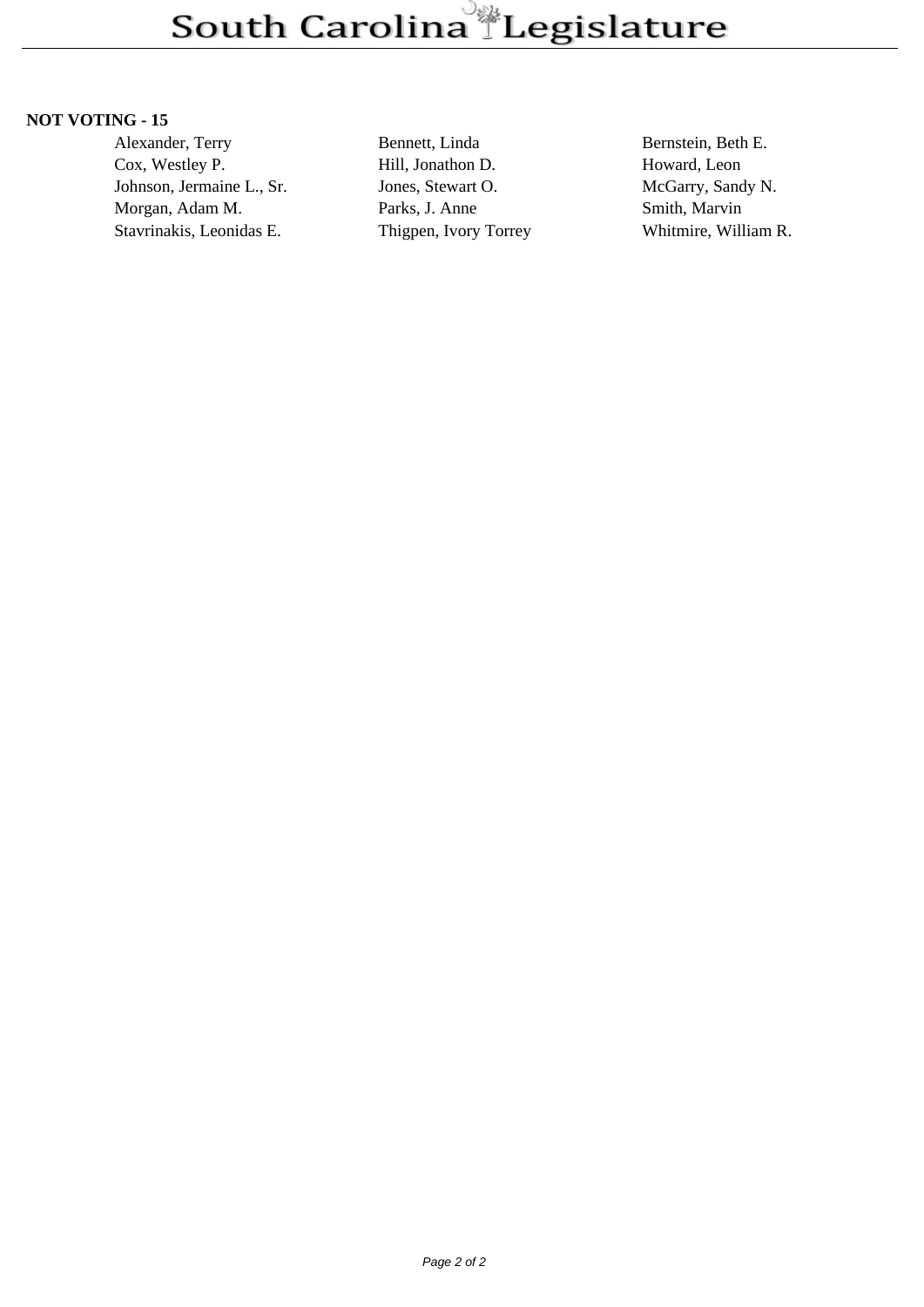**NOT VOTING - 15**

| | | |
|---|---|---|
| Alexander, Terry | Bennett, Linda | Bernstein, Beth E. |
| Cox, Westley P. | Hill, Jonathon D. | Howard, Leon |
| Johnson, Jermaine L., Sr. | Jones, Stewart O. | McGarry, Sandy N. |
| Morgan, Adam M. | Parks, J. Anne | Smith, Marvin |
| Stavrinakis, Leonidas E. | Thigpen, Ivory Torrey | Whitmire, William R. |